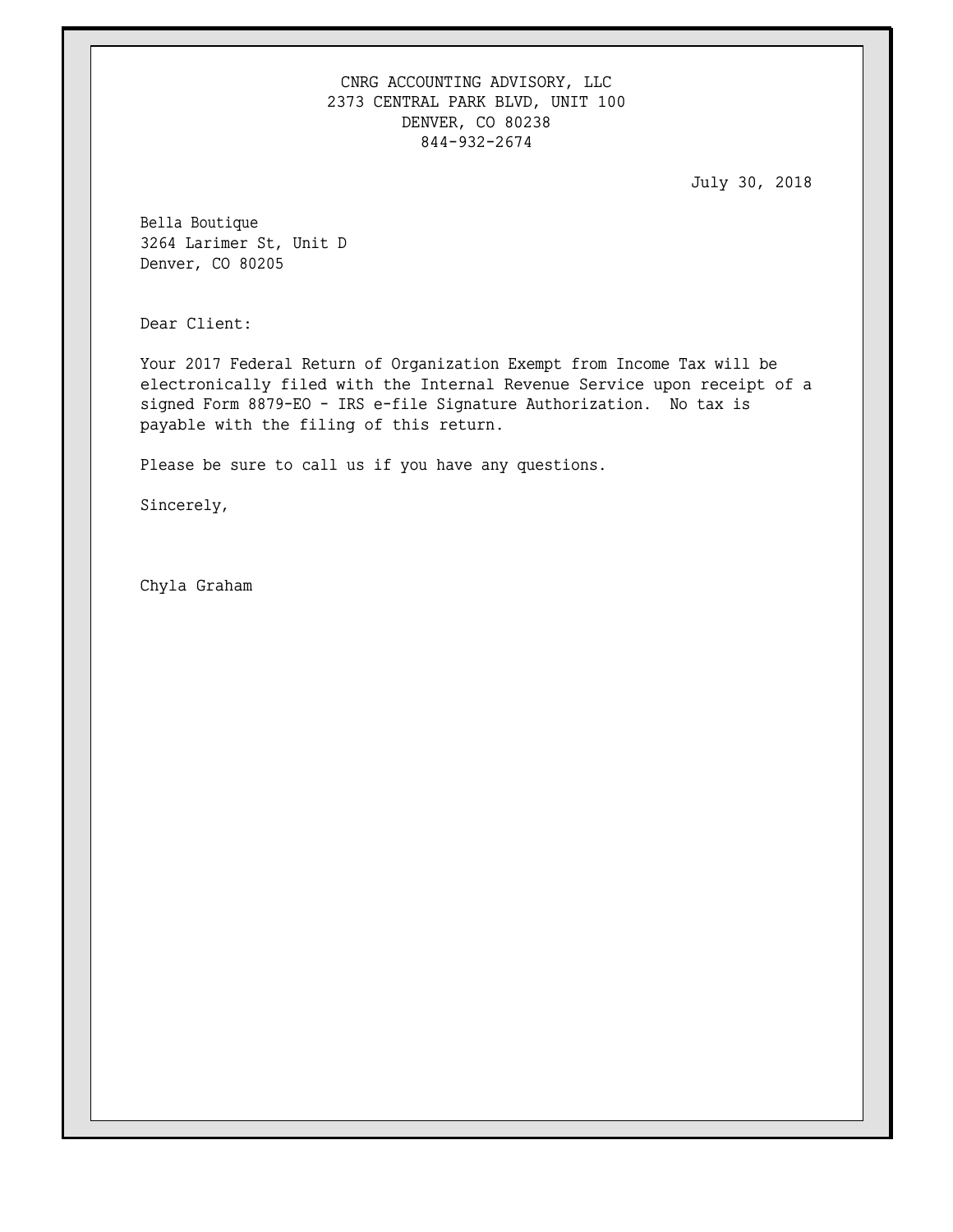CNRG ACCOUNTING ADVISORY, LLC
2373 CENTRAL PARK BLVD, UNIT 100
DENVER, CO 80238
844-932-2674

July 30, 2018

Bella Boutique
3264 Larimer St, Unit D
Denver, CO 80205

Dear Client:

Your 2017 Federal Return of Organization Exempt from Income Tax will be electronically filed with the Internal Revenue Service upon receipt of a signed Form 8879-EO - IRS e-file Signature Authorization. No tax is payable with the filing of this return.

Please be sure to call us if you have any questions.

Sincerely,

Chyla Graham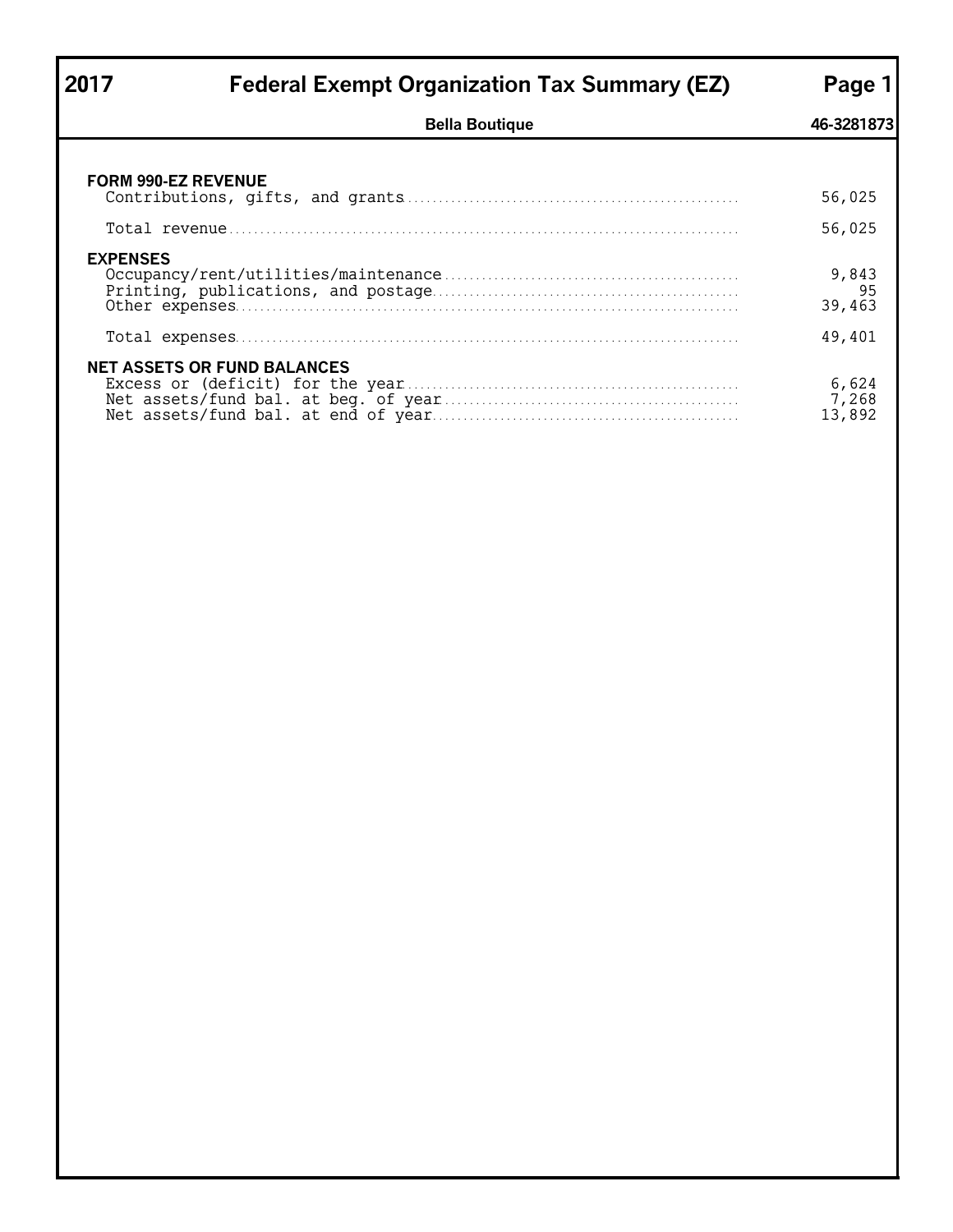# 2017 Federal Exempt Organization Tax Summary (EZ)

**Bella Boutique** **46-3281873**

### FORM 990-EZ REVENUE

| | |
|---|---|
| Contributions, gifts, and grants | 56,025 |
| Total revenue | 56,025 |

### EXPENSES

| | |
|---|---|
| Occupancy/rent/utilities/maintenance | 9,843 |
| Printing, publications, and postage | 95 |
| Other expenses | 39,463 |
| Total expenses | 49,401 |

### NET ASSETS OR FUND BALANCES

| | |
|---|---|
| Excess or (deficit) for the year | 6,624 |
| Net assets/fund bal. at beg. of year | 7,268 |
| Net assets/fund bal. at end of year | 13,892 |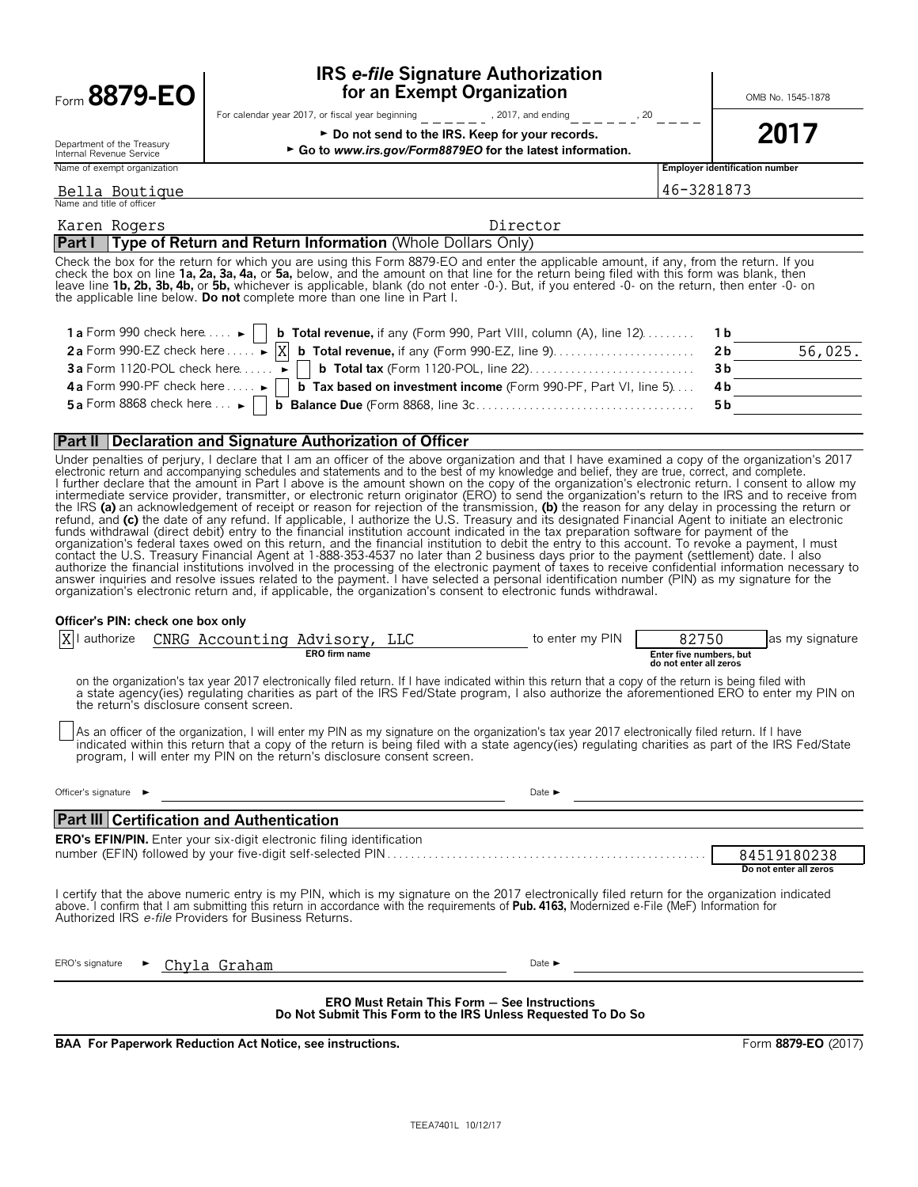Form **8879-EO**

Department of the Treasury
Internal Revenue Service

# IRS *e-file* Signature Authorization for an Exempt Organization

For calendar year 2017, or fiscal year beginning ______, 2017, and ending ______, 20 ____

► **Do not send to the IRS. Keep for your records.**

► **Go to *www.irs.gov/Form8879EO* for the latest information.**

OMB No. 1545-1878

**2017**

| Name of exempt organization | Employer identification number |
|---|---|
| Bella Boutique | 46-3281873 |

Name and title of officer

Karen Rogers Director

## Part I Type of Return and Return Information (Whole Dollars Only)

Check the box for the return for which you are using this Form 8879-EO and enter the applicable amount, if any, from the return. If you check the box on line **1a, 2a, 3a, 4a,** or **5a,** below, and the amount on that line for the return being filed with this form was blank, then leave line **1b, 2b, 3b, 4b,** or **5b,** whichever is applicable, blank (do not enter -0-). But, if you entered -0- on the return, then enter -0- on the applicable line below. **Do not** complete more than one line in Part I.

| | | | |
|---|---|---|---|
| **1 a** Form 990 check here ► [ ] | **b Total revenue,** if any (Form 990, Part VIII, column (A), line 12) | **1 b** | |
| **2 a** Form 990-EZ check here ► [X] | **b Total revenue,** if any (Form 990-EZ, line 9) | **2 b** | 56,025. |
| **3 a** Form 1120-POL check here ► [ ] | **b Total tax** (Form 1120-POL, line 22) | **3 b** | |
| **4 a** Form 990-PF check here ► [ ] | **b Tax based on investment income** (Form 990-PF, Part VI, line 5) | **4 b** | |
| **5 a** Form 8868 check here ► [ ] | **b Balance Due** (Form 8868, line 3c) | **5 b** | |

## Part II Declaration and Signature Authorization of Officer

Under penalties of perjury, I declare that I am an officer of the above organization and that I have examined a copy of the organization's 2017 electronic return and accompanying schedules and statements and to the best of my knowledge and belief, they are true, correct, and complete. I further declare that the amount in Part I above is the amount shown on the copy of the organization's electronic return. I consent to allow my intermediate service provider, transmitter, or electronic return originator (ERO) to send the organization's return to the IRS and to receive from the IRS **(a)** an acknowledgement of receipt or reason for rejection of the transmission, **(b)** the reason for any delay in processing the return or refund, and **(c)** the date of any refund. If applicable, I authorize the U.S. Treasury and its designated Financial Agent to initiate an electronic funds withdrawal (direct debit) entry to the financial institution account indicated in the tax preparation software for payment of the organization's federal taxes owed on this return, and the financial institution to debit the entry to this account. To revoke a payment, I must contact the U.S. Treasury Financial Agent at 1-888-353-4537 no later than 2 business days prior to the payment (settlement) date. I also authorize the financial institutions involved in the processing of the electronic payment of taxes to receive confidential information necessary to answer inquiries and resolve issues related to the payment. I have selected a personal identification number (PIN) as my signature for the organization's electronic return and, if applicable, the organization's consent to electronic funds withdrawal.

**Officer's PIN: check one box only**

[X] I authorize CNRG Accounting Advisory, LLC (ERO firm name) to enter my PIN 82750 (Enter five numbers, but do not enter all zeros) as my signature on the organization's tax year 2017 electronically filed return. If I have indicated within this return that a copy of the return is being filed with a state agency(ies) regulating charities as part of the IRS Fed/State program, I also authorize the aforementioned ERO to enter my PIN on the return's disclosure consent screen.

[ ] As an officer of the organization, I will enter my PIN as my signature on the organization's tax year 2017 electronically filed return. If I have indicated within this return that a copy of the return is being filed with a state agency(ies) regulating charities as part of the IRS Fed/State program, I will enter my PIN on the return's disclosure consent screen.

Officer's signature ► ____________________ Date ► ____________________

## Part III Certification and Authentication

**ERO's EFIN/PIN.** Enter your six-digit electronic filing identification number (EFIN) followed by your five-digit self-selected PIN: 84519180238 (Do not enter all zeros)

I certify that the above numeric entry is my PIN, which is my signature on the 2017 electronically filed return for the organization indicated above. I confirm that I am submitting this return in accordance with the requirements of **Pub. 4163,** Modernized e-File (MeF) Information for Authorized IRS *e-file* Providers for Business Returns.

ERO's signature ► Chyla Graham Date ► ____________________

**ERO Must Retain This Form — See Instructions**
**Do Not Submit This Form to the IRS Unless Requested To Do So**

**BAA For Paperwork Reduction Act Notice, see instructions.** Form **8879-EO** (2017)

TEEA7401L 10/12/17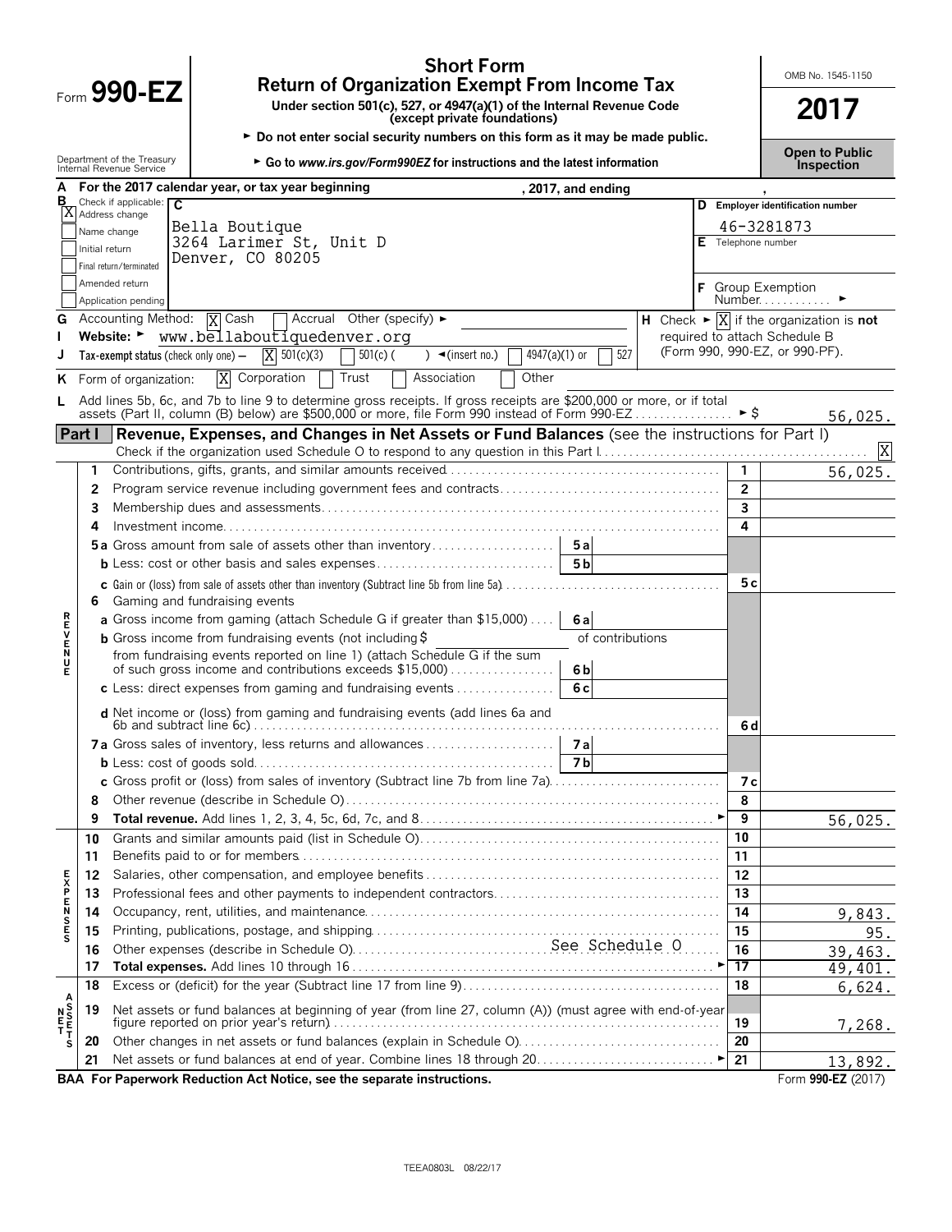# Form 990-EZ

## Short Form
## Return of Organization Exempt From Income Tax

**Under section 501(c), 527, or 4947(a)(1) of the Internal Revenue Code (except private foundations)**

► **Do not enter social security numbers on this form as it may be made public.**

► **Go to *www.irs.gov/Form990EZ* for instructions and the latest information**

Department of the Treasury
Internal Revenue Service

OMB No. 1545-1150

**2017**

**Open to Public Inspection**

**A** For the 2017 calendar year, or tax year beginning , 2017, and ending ,

**B** Check if applicable:
- [X] Address change
- [ ] Name change
- [ ] Initial return
- [ ] Final return/terminated
- [ ] Amended return
- [ ] Application pending

**C**
Bella Boutique
3264 Larimer St, Unit D
Denver, CO 80205

**D** Employer identification number: 46-3281873

**E** Telephone number

**F** Group Exemption Number ►

**G** Accounting Method: [X] Cash [ ] Accrual Other (specify) ►

**H** Check ► [X] if the organization is **not** required to attach Schedule B (Form 990, 990-EZ, or 990-PF).

**I** Website: ► www.bellaboutiquedenver.org

**J** Tax-exempt status (check only one) — [X] 501(c)(3) [ ] 501(c) ( ) ◄(insert no.) [ ] 4947(a)(1) or [ ] 527

**K** Form of organization: [X] Corporation [ ] Trust [ ] Association [ ] Other

**L** Add lines 5b, 6c, and 7b to line 9 to determine gross receipts. If gross receipts are $200,000 or more, or if total assets (Part II, column (B) below) are $500,000 or more, file Form 990 instead of Form 990-EZ ► $ 56,025.

## Part I — Revenue, Expenses, and Changes in Net Assets or Fund Balances (see the instructions for Part I)

Check if the organization used Schedule O to respond to any question in this Part I [X]

| | Line | Description | Sub-line | Sub-amount | Line | Amount |
|---|---|---|---|---|---|---|
| REVENUE | 1 | Contributions, gifts, grants, and similar amounts received | | | 1 | 56,025. |
| | 2 | Program service revenue including government fees and contracts | | | 2 | |
| | 3 | Membership dues and assessments | | | 3 | |
| | 4 | Investment income | | | 4 | |
| | 5a | Gross amount from sale of assets other than inventory | 5a | | | |
| | b | Less: cost or other basis and sales expenses | 5b | | | |
| | c | Gain or (loss) from sale of assets other than inventory (Subtract line 5b from line 5a) | | | 5c | |
| | 6 | Gaming and fundraising events | | | | |
| | a | Gross income from gaming (attach Schedule G if greater than $15,000) | 6a | | | |
| | b | Gross income from fundraising events (not including $ of contributions from fundraising events reported on line 1) (attach Schedule G if the sum of such gross income and contributions exceeds $15,000) | 6b | | | |
| | c | Less: direct expenses from gaming and fundraising events | 6c | | | |
| | d | Net income or (loss) from gaming and fundraising events (add lines 6a and 6b and subtract line 6c) | | | 6d | |
| | 7a | Gross sales of inventory, less returns and allowances | 7a | | | |
| | b | Less: cost of goods sold | 7b | | | |
| | c | Gross profit or (loss) from sales of inventory (Subtract line 7b from line 7a) | | | 7c | |
| | 8 | Other revenue (describe in Schedule O) | | | 8 | |
| | 9 | **Total revenue.** Add lines 1, 2, 3, 4, 5c, 6d, 7c, and 8 ► | | | 9 | 56,025. |
| EXPENSES | 10 | Grants and similar amounts paid (list in Schedule O) | | | 10 | |
| | 11 | Benefits paid to or for members | | | 11 | |
| | 12 | Salaries, other compensation, and employee benefits | | | 12 | |
| | 13 | Professional fees and other payments to independent contractors | | | 13 | |
| | 14 | Occupancy, rent, utilities, and maintenance | | | 14 | 9,843. |
| | 15 | Printing, publications, postage, and shipping | | | 15 | 95. |
| | 16 | Other expenses (describe in Schedule O) See Schedule O | | | 16 | 39,463. |
| | 17 | **Total expenses.** Add lines 10 through 16 ► | | | 17 | 49,401. |
| NET ASSETS | 18 | Excess or (deficit) for the year (Subtract line 17 from line 9) | | | 18 | 6,624. |
| | 19 | Net assets or fund balances at beginning of year (from line 27, column (A)) (must agree with end-of-year figure reported on prior year's return) | | | 19 | 7,268. |
| | 20 | Other changes in net assets or fund balances (explain in Schedule O) | | | 20 | |
| | 21 | Net assets or fund balances at end of year. Combine lines 18 through 20 ► | | | 21 | 13,892. |

**BAA For Paperwork Reduction Act Notice, see the separate instructions.** Form **990-EZ** (2017)

TEEA0803L 08/22/17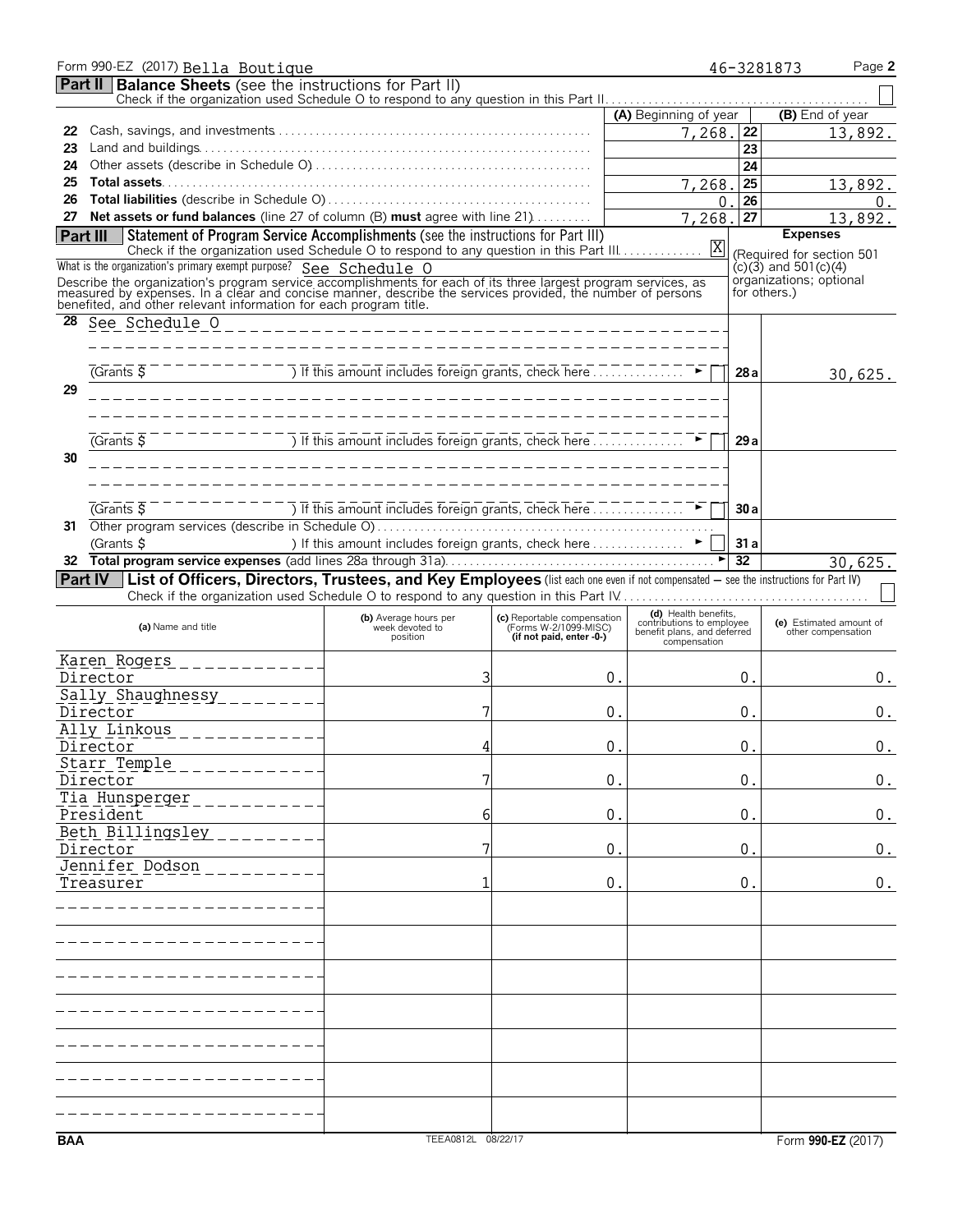Form 990-EZ (2017) Bella Boutique 46-3281873 Page 2

## Part II Balance Sheets (see the instructions for Part II)

Check if the organization used Schedule O to respond to any question in this Part II ☐

| | | (A) Beginning of year | | (B) End of year |
|---|---|---|---|---|
| 22 | Cash, savings, and investments | 7,268. | 22 | 13,892. |
| 23 | Land and buildings | | 23 | |
| 24 | Other assets (describe in Schedule O) | | 24 | |
| 25 | **Total assets** | 7,268. | 25 | 13,892. |
| 26 | **Total liabilities** (describe in Schedule O) | 0. | 26 | 0. |
| 27 | **Net assets or fund balances** (line 27 of column (B) **must** agree with line 21) | 7,268. | 27 | 13,892. |

## Part III Statement of Program Service Accomplishments (see the instructions for Part III)

Check if the organization used Schedule O to respond to any question in this Part III ☒

What is the organization's primary exempt purpose? See Schedule O

Describe the organization's program service accomplishments for each of its three largest program services, as measured by expenses. In a clear and concise manner, describe the services provided, the number of persons benefited, and other relevant information for each program title.

**Expenses** (Required for section 501(c)(3) and 501(c)(4) organizations; optional for others.)

| | | | Expenses |
|---|---|---|---|
| 28 | See Schedule O | | |
| | (Grants $ ) If this amount includes foreign grants, check here ☐ | 28a | 30,625. |
| 29 | | | |
| | (Grants $ ) If this amount includes foreign grants, check here ☐ | 29a | |
| 30 | | | |
| | (Grants $ ) If this amount includes foreign grants, check here ☐ | 30a | |
| 31 | Other program services (describe in Schedule O) | | |
| | (Grants $ ) If this amount includes foreign grants, check here ☐ | 31a | |
| 32 | **Total program service expenses** (add lines 28a through 31a) | 32 | 30,625. |

## Part IV List of Officers, Directors, Trustees, and Key Employees (list each one even if not compensated – see the instructions for Part IV)

Check if the organization used Schedule O to respond to any question in this Part IV ☐

| (a) Name and title | (b) Average hours per week devoted to position | (c) Reportable compensation (Forms W-2/1099-MISC) (if not paid, enter -0-) | (d) Health benefits, contributions to employee benefit plans, and deferred compensation | (e) Estimated amount of other compensation |
|---|---|---|---|---|
| Karen Rogers<br>Director | 3 | 0. | 0. | 0. |
| Sally Shaughnessy<br>Director | 7 | 0. | 0. | 0. |
| Ally Linkous<br>Director | 4 | 0. | 0. | 0. |
| Starr Temple<br>Director | 7 | 0. | 0. | 0. |
| Tia Hunsperger<br>President | 6 | 0. | 0. | 0. |
| Beth Billingsley<br>Director | 7 | 0. | 0. | 0. |
| Jennifer Dodson<br>Treasurer | 1 | 0. | 0. | 0. |

BAA TEEA0812L 08/22/17 Form **990-EZ** (2017)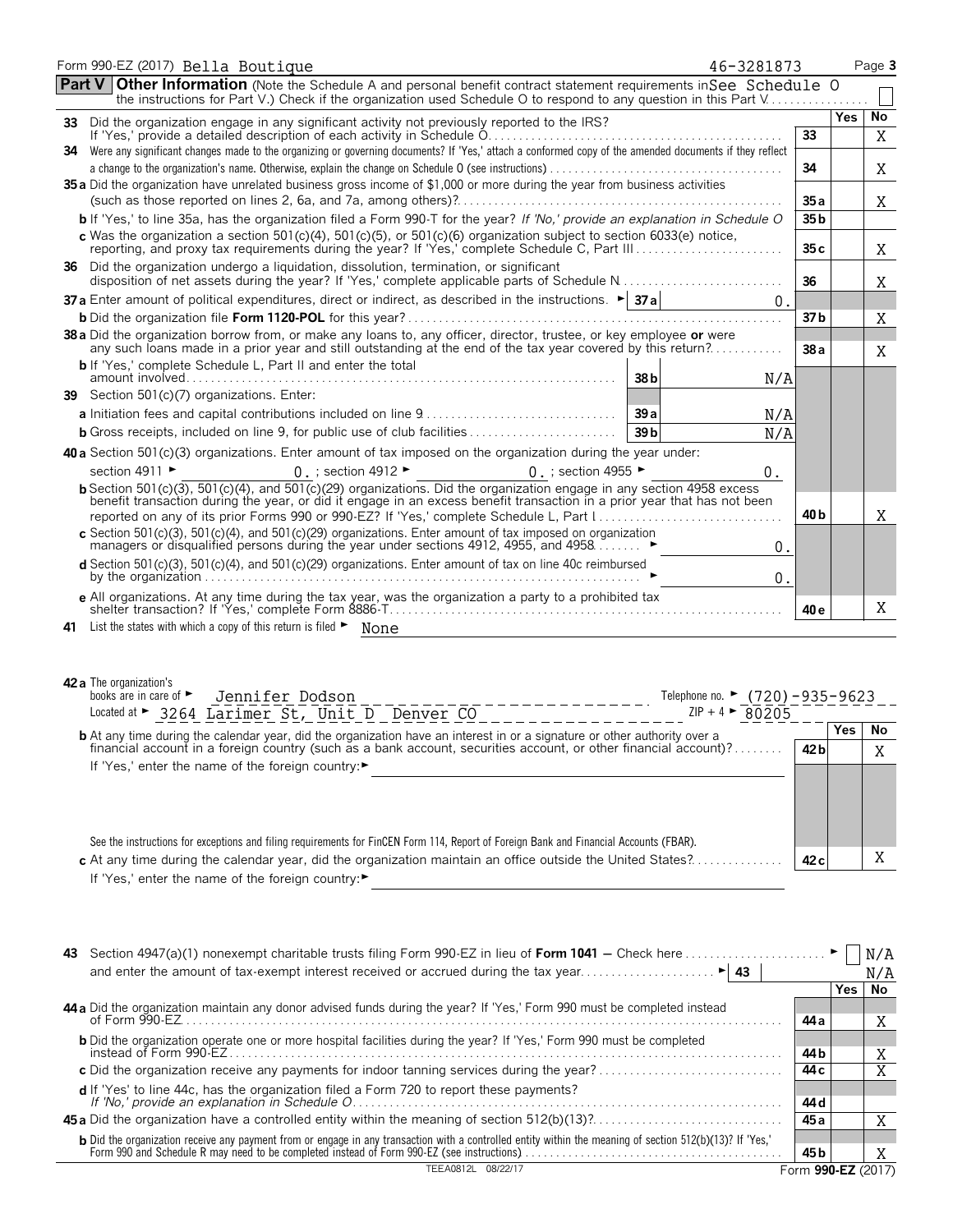Form 990-EZ (2017) Bella Boutique 46-3281873 Page **3**

**Part V** **Other Information** (Note the Schedule A and personal benefit contract statement requirements in the instructions for Part V.) Check if the organization used Schedule O to respond to any question in this Part V . . . . . . . . . . . . . . . . See Schedule O ☐

| | | | Yes | No |
|---|---|---|---|---|
| **33** | Did the organization engage in any significant activity not previously reported to the IRS? If 'Yes,' provide a detailed description of each activity in Schedule O | **33** | | X |
| **34** | Were any significant changes made to the organizing or governing documents? If 'Yes,' attach a conformed copy of the amended documents if they reflect a change to the organization's name. Otherwise, explain the change on Schedule O (see instructions) | **34** | | X |
| **35 a** | Did the organization have unrelated business gross income of $1,000 or more during the year from business activities (such as those reported on lines 2, 6a, and 7a, among others)? | **35 a** | | X |
| **b** | If 'Yes,' to line 35a, has the organization filed a Form 990-T for the year? *If 'No,' provide an explanation in Schedule O* | **35 b** | | |
| **c** | Was the organization a section 501(c)(4), 501(c)(5), or 501(c)(6) organization subject to section 6033(e) notice, reporting, and proxy tax requirements during the year? If 'Yes,' complete Schedule C, Part III | **35 c** | | X |
| **36** | Did the organization undergo a liquidation, dissolution, termination, or significant disposition of net assets during the year? If 'Yes,' complete applicable parts of Schedule N | **36** | | X |
| **37 a** | Enter amount of political expenditures, direct or indirect, as described in the instructions. ► **37 a** 0. | | | |
| **b** | Did the organization file **Form 1120-POL** for this year? | **37 b** | | X |
| **38 a** | Did the organization borrow from, or make any loans to, any officer, director, trustee, or key employee **or** were any such loans made in a prior year and still outstanding at the end of the tax year covered by this return? | **38 a** | | X |
| **b** | If 'Yes,' complete Schedule L, Part II and enter the total amount involved **38 b** N/A | | | |
| **39** | Section 501(c)(7) organizations. Enter: | | | |
| **a** | Initiation fees and capital contributions included on line 9 **39 a** N/A | | | |
| **b** | Gross receipts, included on line 9, for public use of club facilities **39 b** N/A | | | |
| **40 a** | Section 501(c)(3) organizations. Enter amount of tax imposed on the organization during the year under: section 4911 ► 0. ; section 4912 ► 0. ; section 4955 ► 0. | | | |
| **b** | Section 501(c)(3), 501(c)(4), and 501(c)(29) organizations. Did the organization engage in any section 4958 excess benefit transaction during the year, or did it engage in an excess benefit transaction in a prior year that has not been reported on any of its prior Forms 990 or 990-EZ? If 'Yes,' complete Schedule L, Part I | **40 b** | | X |
| **c** | Section 501(c)(3), 501(c)(4), and 501(c)(29) organizations. Enter amount of tax imposed on organization managers or disqualified persons during the year under sections 4912, 4955, and 4958 ► 0. | | | |
| **d** | Section 501(c)(3), 501(c)(4), and 501(c)(29) organizations. Enter amount of tax on line 40c reimbursed by the organization ► 0. | | | |
| **e** | All organizations. At any time during the tax year, was the organization a party to a prohibited tax shelter transaction? If 'Yes,' complete Form 8886-T | **40 e** | | X |

**41** List the states with which a copy of this return is filed ► None

**42 a** The organization's books are in care of ► Jennifer Dodson Telephone no. ► (720)-935-9623
Located at ► 3264 Larimer St, Unit D Denver CO ZIP + 4 ► 80205

| | | | Yes | No |
|---|---|---|---|---|
| **b** | At any time during the calendar year, did the organization have an interest in or a signature or other authority over a financial account in a foreign country (such as a bank account, securities account, or other financial account)? If 'Yes,' enter the name of the foreign country: ► See the instructions for exceptions and filing requirements for FinCEN Form 114, Report of Foreign Bank and Financial Accounts (FBAR). | **42 b** | | X |
| **c** | At any time during the calendar year, did the organization maintain an office outside the United States? If 'Yes,' enter the name of the foreign country: ► | **42 c** | | X |

**43** Section 4947(a)(1) nonexempt charitable trusts filing Form 990-EZ in lieu of **Form 1041** — Check here ► ☐ N/A
and enter the amount of tax-exempt interest received or accrued during the tax year ► **43** N/A

| | | | Yes | No |
|---|---|---|---|---|
| **44 a** | Did the organization maintain any donor advised funds during the year? If 'Yes,' Form 990 must be completed instead of Form 990-EZ | **44 a** | | X |
| **b** | Did the organization operate one or more hospital facilities during the year? If 'Yes,' Form 990 must be completed instead of Form 990-EZ | **44 b** | | X |
| **c** | Did the organization receive any payments for indoor tanning services during the year? | **44 c** | | X |
| **d** | If 'Yes' to line 44c, has the organization filed a Form 720 to report these payments? *If 'No,' provide an explanation in Schedule O* | **44 d** | | |
| **45 a** | Did the organization have a controlled entity within the meaning of section 512(b)(13)? | **45 a** | | X |
| **b** | Did the organization receive any payment from or engage in any transaction with a controlled entity within the meaning of section 512(b)(13)? If 'Yes,' Form 990 and Schedule R may need to be completed instead of Form 990-EZ (see instructions) | **45 b** | | X |

TEEA0812L 08/22/17 Form **990-EZ** (2017)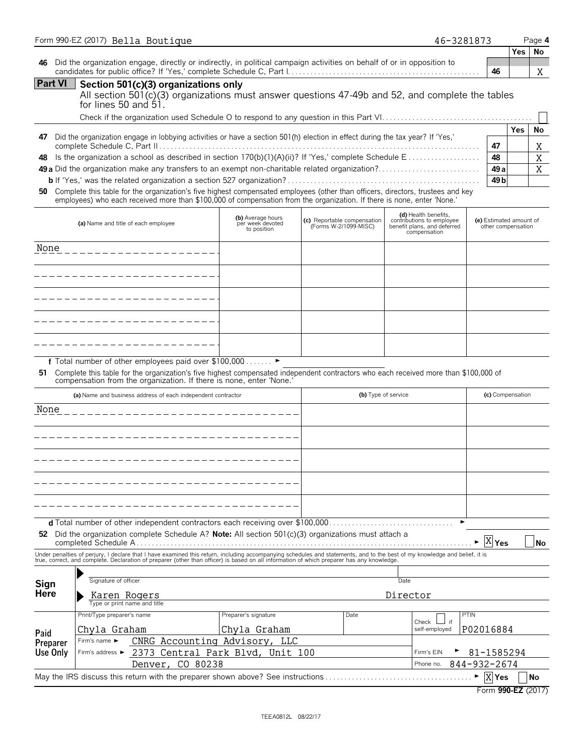Form 990-EZ (2017) Bella Boutique 46-3281873 Page 4

| | | | Yes | No |
|---|---|---|---|---|
| 46 | Did the organization engage, directly or indirectly, in political campaign activities on behalf of or in opposition to candidates for public office? If 'Yes,' complete Schedule C, Part I | 46 | | X |

## Part VI Section 501(c)(3) organizations only

All section 501(c)(3) organizations must answer questions 47-49b and 52, and complete the tables for lines 50 and 51.

Check if the organization used Schedule O to respond to any question in this Part VI ☐

| | | | Yes | No |
|---|---|---|---|---|
| 47 | Did the organization engage in lobbying activities or have a section 501(h) election in effect during the tax year? If 'Yes,' complete Schedule C, Part II | 47 | | X |
| 48 | Is the organization a school as described in section 170(b)(1)(A)(ii)? If 'Yes,' complete Schedule E | 48 | | X |
| 49a | Did the organization make any transfers to an exempt non-charitable related organization? | 49a | | X |
| b | If 'Yes,' was the related organization a section 527 organization? | 49b | | |

**50** Complete this table for the organization's five highest compensated employees (other than officers, directors, trustees and key employees) who each received more than $100,000 of compensation from the organization. If there is none, enter 'None.'

| (a) Name and title of each employee | (b) Average hours per week devoted to position | (c) Reportable compensation (Forms W-2/1099-MISC) | (d) Health benefits, contributions to employee benefit plans, and deferred compensation | (e) Estimated amount of other compensation |
|---|---|---|---|---|
| None | | | | |
| | | | | |
| | | | | |
| | | | | |
| | | | | |

**f** Total number of other employees paid over $100,000 ►

**51** Complete this table for the organization's five highest compensated independent contractors who each received more than $100,000 of compensation from the organization. If there is none, enter 'None.'

| (a) Name and business address of each independent contractor | (b) Type of service | (c) Compensation |
|---|---|---|
| None | | |
| | | |
| | | |
| | | |
| | | |

**d** Total number of other independent contractors each receiving over $100,000 ►

**52** Did the organization complete Schedule A? **Note:** All section 501(c)(3) organizations must attach a completed Schedule A ► ☒ Yes ☐ No

Under penalties of perjury, I declare that I have examined this return, including accompanying schedules and statements, and to the best of my knowledge and belief, it is true, correct, and complete. Declaration of preparer (other than officer) is based on all information of which preparer has any knowledge.

**Sign Here**

Signature of officer — Date

Karen Rogers — Director
Type or print name and title

**Paid Preparer Use Only**

| Print/Type preparer's name | Preparer's signature | Date | Check ☐ if self-employed | PTIN |
|---|---|---|---|---|
| Chyla Graham | Chyla Graham | | | P02016884 |

Firm's name ► CNRG Accounting Advisory, LLC

Firm's address ► 2373 Central Park Blvd, Unit 100, Denver, CO 80238

Firm's EIN ► 81-1585294

Phone no. 844-932-2674

May the IRS discuss this return with the preparer shown above? See instructions ► ☒ Yes ☐ No

Form **990-EZ** (2017)

TEEA0812L 08/22/17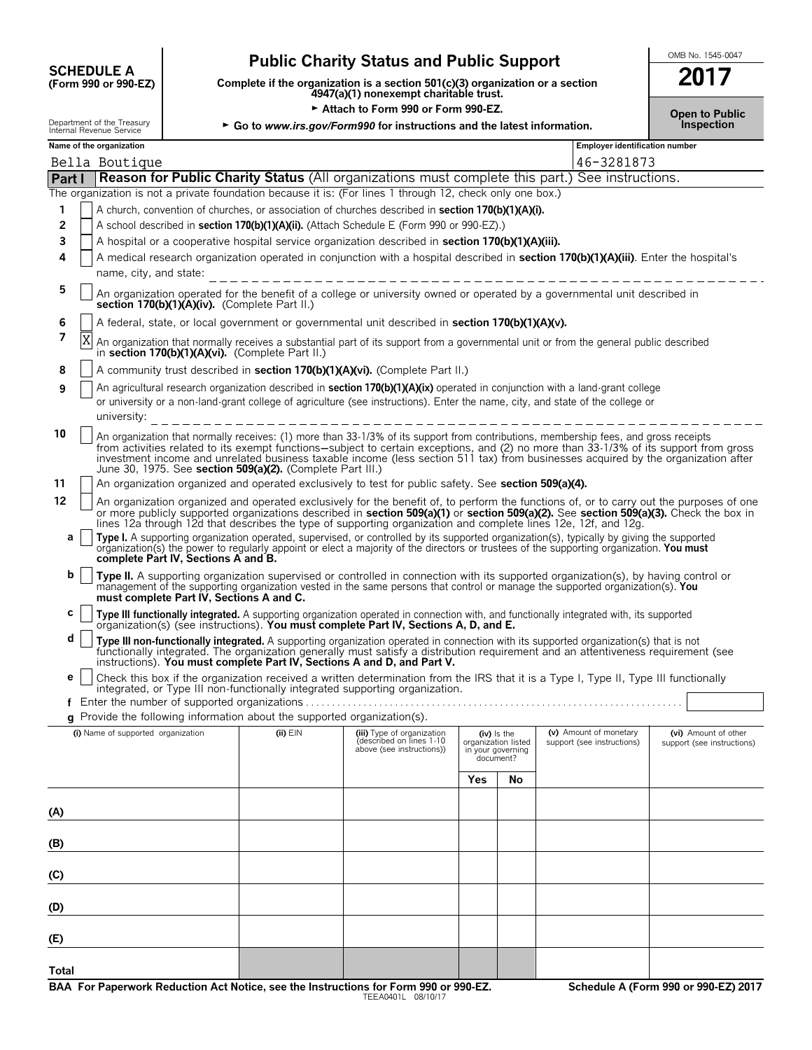**SCHEDULE A**
**(Form 990 or 990-EZ)**

Department of the Treasury
Internal Revenue Service

# Public Charity Status and Public Support

**Complete if the organization is a section 501(c)(3) organization or a section 4947(a)(1) nonexempt charitable trust.**

► **Attach to Form 990 or Form 990-EZ.**

► **Go to *www.irs.gov/Form990* for instructions and the latest information.**

OMB No. 1545-0047

**2017**

**Open to Public Inspection**

**Name of the organization:** Bella Boutique

**Employer identification number:** 46-3281873

## Part I — Reason for Public Charity Status (All organizations must complete this part.) See instructions.

The organization is not a private foundation because it is: (For lines 1 through 12, check only one box.)

1. [ ] A church, convention of churches, or association of churches described in **section 170(b)(1)(A)(i).**
2. [ ] A school described in **section 170(b)(1)(A)(ii).** (Attach Schedule E (Form 990 or 990-EZ).)
3. [ ] A hospital or a cooperative hospital service organization described in **section 170(b)(1)(A)(iii).**
4. [ ] A medical research organization operated in conjunction with a hospital described in **section 170(b)(1)(A)(iii)**. Enter the hospital's name, city, and state:
5. [ ] An organization operated for the benefit of a college or university owned or operated by a governmental unit described in **section 170(b)(1)(A)(iv).** (Complete Part II.)
6. [ ] A federal, state, or local government or governmental unit described in **section 170(b)(1)(A)(v).**
7. [X] An organization that normally receives a substantial part of its support from a governmental unit or from the general public described in **section 170(b)(1)(A)(vi).** (Complete Part II.)
8. [ ] A community trust described in **section 170(b)(1)(A)(vi).** (Complete Part II.)
9. [ ] An agricultural research organization described in **section 170(b)(1)(A)(ix)** operated in conjunction with a land-grant college or university or a non-land-grant college of agriculture (see instructions). Enter the name, city, and state of the college or university:
10. [ ] An organization that normally receives: (1) more than 33-1/3% of its support from contributions, membership fees, and gross receipts from activities related to its exempt functions—subject to certain exceptions, and (2) no more than 33-1/3% of its support from gross investment income and unrelated business taxable income (less section 511 tax) from businesses acquired by the organization after June 30, 1975. See **section 509(a)(2).** (Complete Part III.)
11. [ ] An organization organized and operated exclusively to test for public safety. See **section 509(a)(4).**
12. [ ] An organization organized and operated exclusively for the benefit of, to perform the functions of, or to carry out the purposes of one or more publicly supported organizations described in **section 509(a)(1)** or **section 509(a)(2).** See **section 509(a)(3).** Check the box in lines 12a through 12d that describes the type of supporting organization and complete lines 12e, 12f, and 12g.
   - **a** [ ] **Type I.** A supporting organization operated, supervised, or controlled by its supported organization(s), typically by giving the supported organization(s) the power to regularly appoint or elect a majority of the directors or trustees of the supporting organization. **You must complete Part IV, Sections A and B.**
   - **b** [ ] **Type II.** A supporting organization supervised or controlled in connection with its supported organization(s), by having control or management of the supporting organization vested in the same persons that control or manage the supported organization(s). **You must complete Part IV, Sections A and C.**
   - **c** [ ] **Type III functionally integrated.** A supporting organization operated in connection with, and functionally integrated with, its supported organization(s) (see instructions). **You must complete Part IV, Sections A, D, and E.**
   - **d** [ ] **Type III non-functionally integrated.** A supporting organization operated in connection with its supported organization(s) that is not functionally integrated. The organization generally must satisfy a distribution requirement and an attentiveness requirement (see instructions). **You must complete Part IV, Sections A and D, and Part V.**
   - **e** [ ] Check this box if the organization received a written determination from the IRS that it is a Type I, Type II, Type III functionally integrated, or Type III non-functionally integrated supporting organization.
   - **f** Enter the number of supported organizations
   - **g** Provide the following information about the supported organization(s).

| (i) Name of supported organization | (ii) EIN | (iii) Type of organization (described on lines 1-10 above (see instructions)) | (iv) Is the organization listed in your governing document? Yes | No | (v) Amount of monetary support (see instructions) | (vi) Amount of other support (see instructions) |
|---|---|---|---|---|---|---|
| (A) | | | | | | |
| (B) | | | | | | |
| (C) | | | | | | |
| (D) | | | | | | |
| (E) | | | | | | |
| Total | | | | | | |

**BAA For Paperwork Reduction Act Notice, see the Instructions for Form 990 or 990-EZ.** TEEA0401L 08/10/17 **Schedule A (Form 990 or 990-EZ) 2017**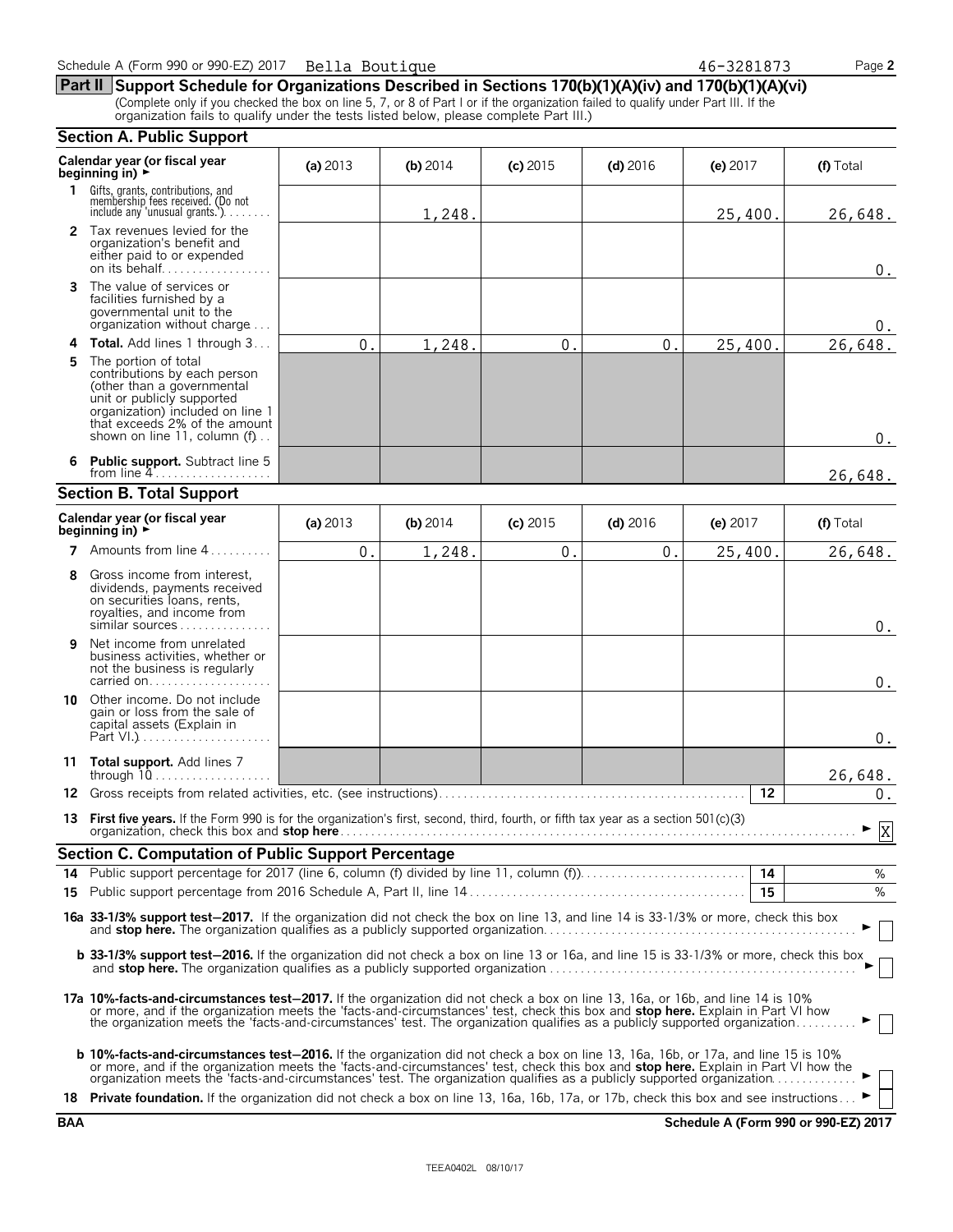Schedule A (Form 990 or 990-EZ) 2017 Bella Boutique 46-3281873

## Part II Support Schedule for Organizations Described in Sections 170(b)(1)(A)(iv) and 170(b)(1)(A)(vi)

(Complete only if you checked the box on line 5, 7, or 8 of Part I or if the organization failed to qualify under Part III. If the organization fails to qualify under the tests listed below, please complete Part III.)

### Section A. Public Support

| Calendar year (or fiscal year beginning in) ► | (a) 2013 | (b) 2014 | (c) 2015 | (d) 2016 | (e) 2017 | (f) Total |
|---|---|---|---|---|---|---|
| **1** Gifts, grants, contributions, and membership fees received. (Do not include any 'unusual grants.') |  | 1,248. |  |  | 25,400. | 26,648. |
| **2** Tax revenues levied for the organization's benefit and either paid to or expended on its behalf |  |  |  |  |  | 0. |
| **3** The value of services or facilities furnished by a governmental unit to the organization without charge |  |  |  |  |  | 0. |
| **4 Total.** Add lines 1 through 3 | 0. | 1,248. | 0. | 0. | 25,400. | 26,648. |
| **5** The portion of total contributions by each person (other than a governmental unit or publicly supported organization) included on line 1 that exceeds 2% of the amount shown on line 11, column (f) |  |  |  |  |  | 0. |
| **6 Public support.** Subtract line 5 from line 4 |  |  |  |  |  | 26,648. |

### Section B. Total Support

| Calendar year (or fiscal year beginning in) ► | (a) 2013 | (b) 2014 | (c) 2015 | (d) 2016 | (e) 2017 | (f) Total |
|---|---|---|---|---|---|---|
| **7** Amounts from line 4 | 0. | 1,248. | 0. | 0. | 25,400. | 26,648. |
| **8** Gross income from interest, dividends, payments received on securities loans, rents, royalties, and income from similar sources |  |  |  |  |  | 0. |
| **9** Net income from unrelated business activities, whether or not the business is regularly carried on |  |  |  |  |  | 0. |
| **10** Other income. Do not include gain or loss from the sale of capital assets (Explain in Part VI.) |  |  |  |  |  | 0. |
| **11 Total support.** Add lines 7 through 10 |  |  |  |  |  | 26,648. |

**12** Gross receipts from related activities, etc. (see instructions) — **12** — 0.

**13 First five years.** If the Form 990 is for the organization's first, second, third, fourth, or fifth tax year as a section 501(c)(3) organization, check this box and **stop here** ► [X]

### Section C. Computation of Public Support Percentage

**14** Public support percentage for 2017 (line 6, column (f) divided by line 11, column (f)) — **14** — %

**15** Public support percentage from 2016 Schedule A, Part II, line 14 — **15** — %

**16a 33-1/3% support test—2017.** If the organization did not check the box on line 13, and line 14 is 33-1/3% or more, check this box and **stop here.** The organization qualifies as a publicly supported organization ► [ ]

**b 33-1/3% support test—2016.** If the organization did not check a box on line 13 or 16a, and line 15 is 33-1/3% or more, check this box and **stop here.** The organization qualifies as a publicly supported organization ► [ ]

**17a 10%-facts-and-circumstances test—2017.** If the organization did not check a box on line 13, 16a, or 16b, and line 14 is 10% or more, and if the organization meets the 'facts-and-circumstances' test, check this box and **stop here.** Explain in Part VI how the organization meets the 'facts-and-circumstances' test. The organization qualifies as a publicly supported organization ► [ ]

**b 10%-facts-and-circumstances test—2016.** If the organization did not check a box on line 13, 16a, 16b, or 17a, and line 15 is 10% or more, and if the organization meets the 'facts-and-circumstances' test, check this box and **stop here.** Explain in Part VI how the organization meets the 'facts-and-circumstances' test. The organization qualifies as a publicly supported organization ► [ ]

**18 Private foundation.** If the organization did not check a box on line 13, 16a, 16b, 17a, or 17b, check this box and see instructions ► [ ]

BAA Schedule A (Form 990 or 990-EZ) 2017

TEEA0402L 08/10/17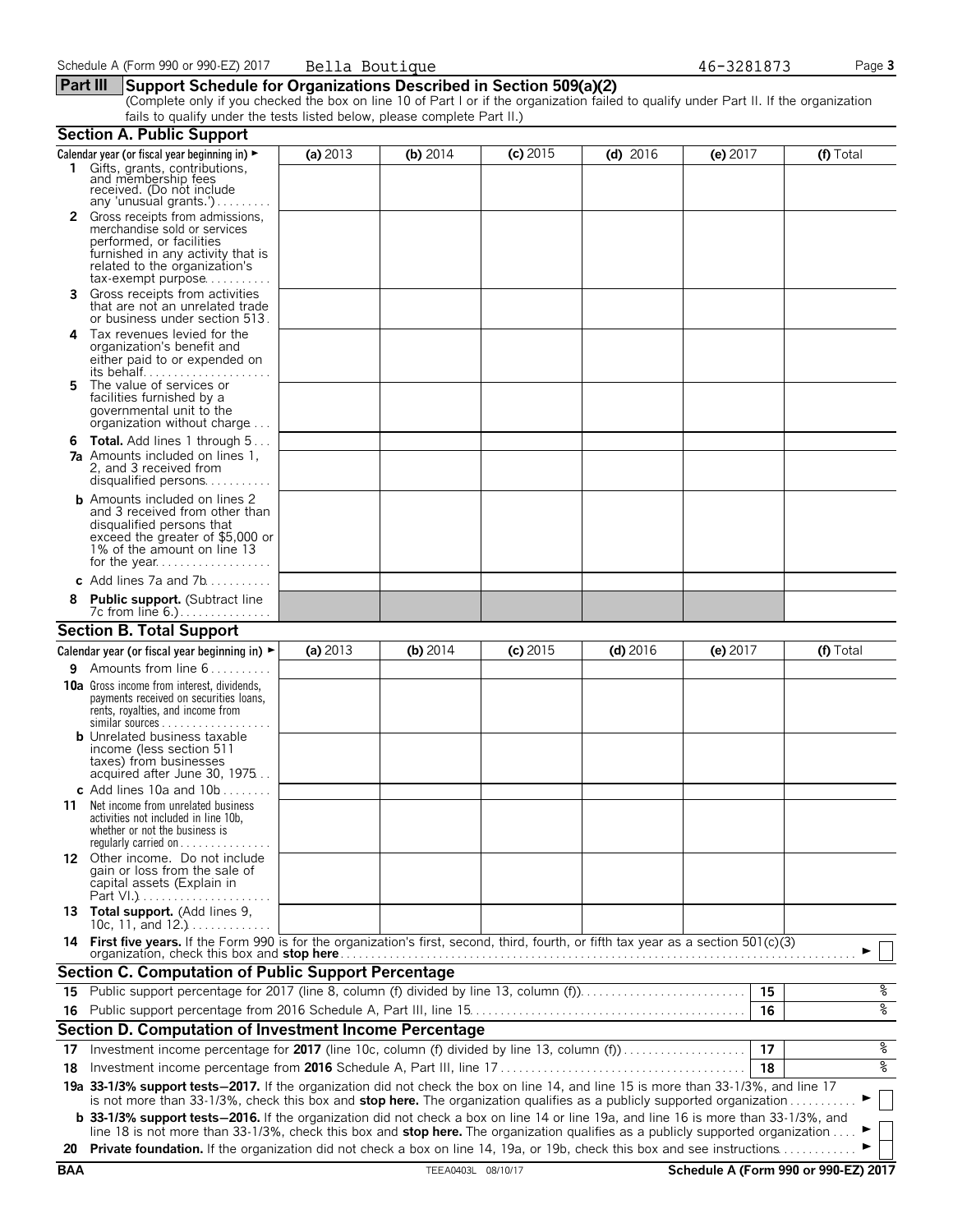Schedule A (Form 990 or 990-EZ) 2017 Bella Boutique 46-3281873

## Part III Support Schedule for Organizations Described in Section 509(a)(2)

(Complete only if you checked the box on line 10 of Part I or if the organization failed to qualify under Part II. If the organization fails to qualify under the tests listed below, please complete Part II.)

### Section A. Public Support

| Calendar year (or fiscal year beginning in) ► | (a) 2013 | (b) 2014 | (c) 2015 | (d) 2016 | (e) 2017 | (f) Total |
|---|---|---|---|---|---|---|
| 1 Gifts, grants, contributions, and membership fees received. (Do not include any 'unusual grants.') | | | | | | |
| 2 Gross receipts from admissions, merchandise sold or services performed, or facilities furnished in any activity that is related to the organization's tax-exempt purpose | | | | | | |
| 3 Gross receipts from activities that are not an unrelated trade or business under section 513 | | | | | | |
| 4 Tax revenues levied for the organization's benefit and either paid to or expended on its behalf | | | | | | |
| 5 The value of services or facilities furnished by a governmental unit to the organization without charge | | | | | | |
| 6 **Total.** Add lines 1 through 5 | | | | | | |
| 7a Amounts included on lines 1, 2, and 3 received from disqualified persons | | | | | | |
| b Amounts included on lines 2 and 3 received from other than disqualified persons that exceed the greater of $5,000 or 1% of the amount on line 13 for the year | | | | | | |
| c Add lines 7a and 7b | | | | | | |
| 8 **Public support.** (Subtract line 7c from line 6.) | | | | | | |

### Section B. Total Support

| Calendar year (or fiscal year beginning in) ► | (a) 2013 | (b) 2014 | (c) 2015 | (d) 2016 | (e) 2017 | (f) Total |
|---|---|---|---|---|---|---|
| 9 Amounts from line 6 | | | | | | |
| 10a Gross income from interest, dividends, payments received on securities loans, rents, royalties, and income from similar sources | | | | | | |
| b Unrelated business taxable income (less section 511 taxes) from businesses acquired after June 30, 1975 | | | | | | |
| c Add lines 10a and 10b | | | | | | |
| 11 Net income from unrelated business activities not included in line 10b, whether or not the business is regularly carried on | | | | | | |
| 12 Other income. Do not include gain or loss from the sale of capital assets (Explain in Part VI.) | | | | | | |
| 13 **Total support.** (Add lines 9, 10c, 11, and 12.) | | | | | | |

14 **First five years.** If the Form 990 is for the organization's first, second, third, fourth, or fifth tax year as a section 501(c)(3) organization, check this box and **stop here** ► ☐

### Section C. Computation of Public Support Percentage

| | | | |
|---|---|---|---|
| 15 | Public support percentage for 2017 (line 8, column (f) divided by line 13, column (f)) | 15 | % |
| 16 | Public support percentage from 2016 Schedule A, Part III, line 15 | 16 | % |

### Section D. Computation of Investment Income Percentage

| | | | |
|---|---|---|---|
| 17 | Investment income percentage for **2017** (line 10c, column (f) divided by line 13, column (f)) | 17 | % |
| 18 | Investment income percentage from **2016** Schedule A, Part III, line 17 | 18 | % |

**19a 33-1/3% support tests—2017.** If the organization did not check the box on line 14, and line 15 is more than 33-1/3%, and line 17 is not more than 33-1/3%, check this box and **stop here.** The organization qualifies as a publicly supported organization ► ☐

**b 33-1/3% support tests—2016.** If the organization did not check a box on line 14 or line 19a, and line 16 is more than 33-1/3%, and line 18 is not more than 33-1/3%, check this box and **stop here.** The organization qualifies as a publicly supported organization ► ☐

**20 Private foundation.** If the organization did not check a box on line 14, 19a, or 19b, check this box and see instructions ► ☐

BAA TEEA0403L 08/10/17 Schedule A (Form 990 or 990-EZ) 2017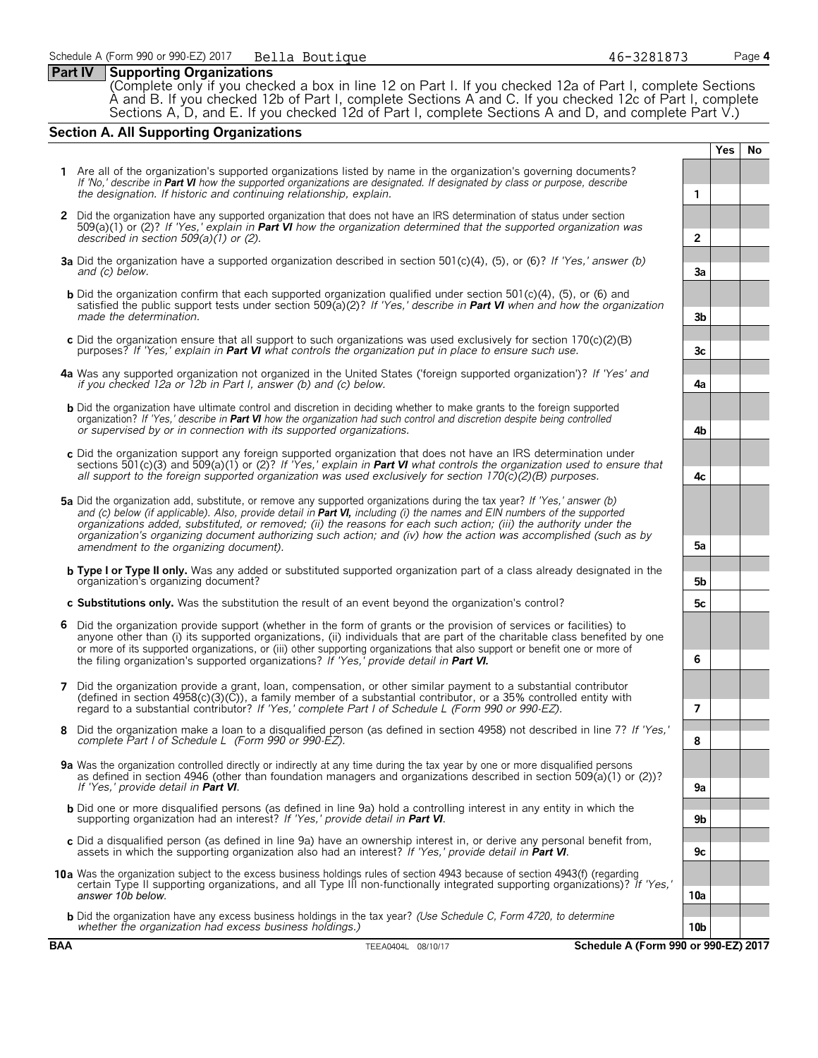Schedule A (Form 990 or 990-EZ) 2017 Bella Boutique 46-3281873

## Part IV Supporting Organizations

(Complete only if you checked a box in line 12 on Part I. If you checked 12a of Part I, complete Sections A and B. If you checked 12b of Part I, complete Sections A and C. If you checked 12c of Part I, complete Sections A, D, and E. If you checked 12d of Part I, complete Sections A and D, and complete Part V.)

### Section A. All Supporting Organizations

| | | | Yes | No |
|---|---|---|---|---|
| **1** | Are all of the organization's supported organizations listed by name in the organization's governing documents? *If 'No,' describe in **Part VI** how the supported organizations are designated. If designated by class or purpose, describe the designation. If historic and continuing relationship, explain.* | 1 | | |
| **2** | Did the organization have any supported organization that does not have an IRS determination of status under section 509(a)(1) or (2)? *If 'Yes,' explain in **Part VI** how the organization determined that the supported organization was described in section 509(a)(1) or (2).* | 2 | | |
| **3a** | Did the organization have a supported organization described in section 501(c)(4), (5), or (6)? *If 'Yes,' answer (b) and (c) below.* | 3a | | |
| **b** | Did the organization confirm that each supported organization qualified under section 501(c)(4), (5), or (6) and satisfied the public support tests under section 509(a)(2)? *If 'Yes,' describe in **Part VI** when and how the organization made the determination.* | 3b | | |
| **c** | Did the organization ensure that all support to such organizations was used exclusively for section 170(c)(2)(B) purposes? *If 'Yes,' explain in **Part VI** what controls the organization put in place to ensure such use.* | 3c | | |
| **4a** | Was any supported organization not organized in the United States ('foreign supported organization')? *If 'Yes' and if you checked 12a or 12b in Part I, answer (b) and (c) below.* | 4a | | |
| **b** | Did the organization have ultimate control and discretion in deciding whether to make grants to the foreign supported organization? *If 'Yes,' describe in **Part VI** how the organization had such control and discretion despite being controlled or supervised by or in connection with its supported organizations.* | 4b | | |
| **c** | Did the organization support any foreign supported organization that does not have an IRS determination under sections 501(c)(3) and 509(a)(1) or (2)? *If 'Yes,' explain in **Part VI** what controls the organization used to ensure that all support to the foreign supported organization was used exclusively for section 170(c)(2)(B) purposes.* | 4c | | |
| **5a** | Did the organization add, substitute, or remove any supported organizations during the tax year? *If 'Yes,' answer (b) and (c) below (if applicable). Also, provide detail in **Part VI,** including (i) the names and EIN numbers of the supported organizations added, substituted, or removed; (ii) the reasons for each such action; (iii) the authority under the organization's organizing document authorizing such action; and (iv) how the action was accomplished (such as by amendment to the organizing document).* | 5a | | |
| **b** | **Type I or Type II only.** Was any added or substituted supported organization part of a class already designated in the organization's organizing document? | 5b | | |
| **c** | **Substitutions only.** Was the substitution the result of an event beyond the organization's control? | 5c | | |
| **6** | Did the organization provide support (whether in the form of grants or the provision of services or facilities) to anyone other than (i) its supported organizations, (ii) individuals that are part of the charitable class benefited by one or more of its supported organizations, or (iii) other supporting organizations that also support or benefit one or more of the filing organization's supported organizations? *If 'Yes,' provide detail in **Part VI.*** | 6 | | |
| **7** | Did the organization provide a grant, loan, compensation, or other similar payment to a substantial contributor (defined in 4958(c)(3)(C)), a family member of a substantial contributor, or a 35% controlled entity with regard to a substantial contributor? *If 'Yes,' complete Part I of Schedule L (Form 990 or 990-EZ).* | 7 | | |
| **8** | Did the organization make a loan to a disqualified person (as defined in section 4958) not described in line 7? *If 'Yes,' complete Part I of Schedule L (Form 990 or 990-EZ).* | 8 | | |
| **9a** | Was the organization controlled directly or indirectly at any time during the tax year by one or more disqualified persons as defined in section 4946 (other than foundation managers and organizations described in section 509(a)(1) or (2))? *If 'Yes,' provide detail in **Part VI**.* | 9a | | |
| **b** | Did one or more disqualified persons (as defined in line 9a) hold a controlling interest in any entity in which the supporting organization had an interest? *If 'Yes,' provide detail in **Part VI**.* | 9b | | |
| **c** | Did a disqualified person (as defined in line 9a) have an ownership interest in, or derive any personal benefit from, assets in which the supporting organization also had an interest? *If 'Yes,' provide detail in **Part VI**.* | 9c | | |
| **10a** | Was the organization subject to the excess business holdings rules of section 4943 because of section 4943(f) (regarding certain Type II supporting organizations, and all Type III non-functionally integrated supporting organizations)? *If 'Yes,' answer 10b below.* | 10a | | |
| **b** | Did the organization have any excess business holdings in the tax year? *(Use Schedule C, Form 4720, to determine whether the organization had excess business holdings.)* | 10b | | |

BAA TEEA0404L 08/10/17 Schedule A (Form 990 or 990-EZ) 2017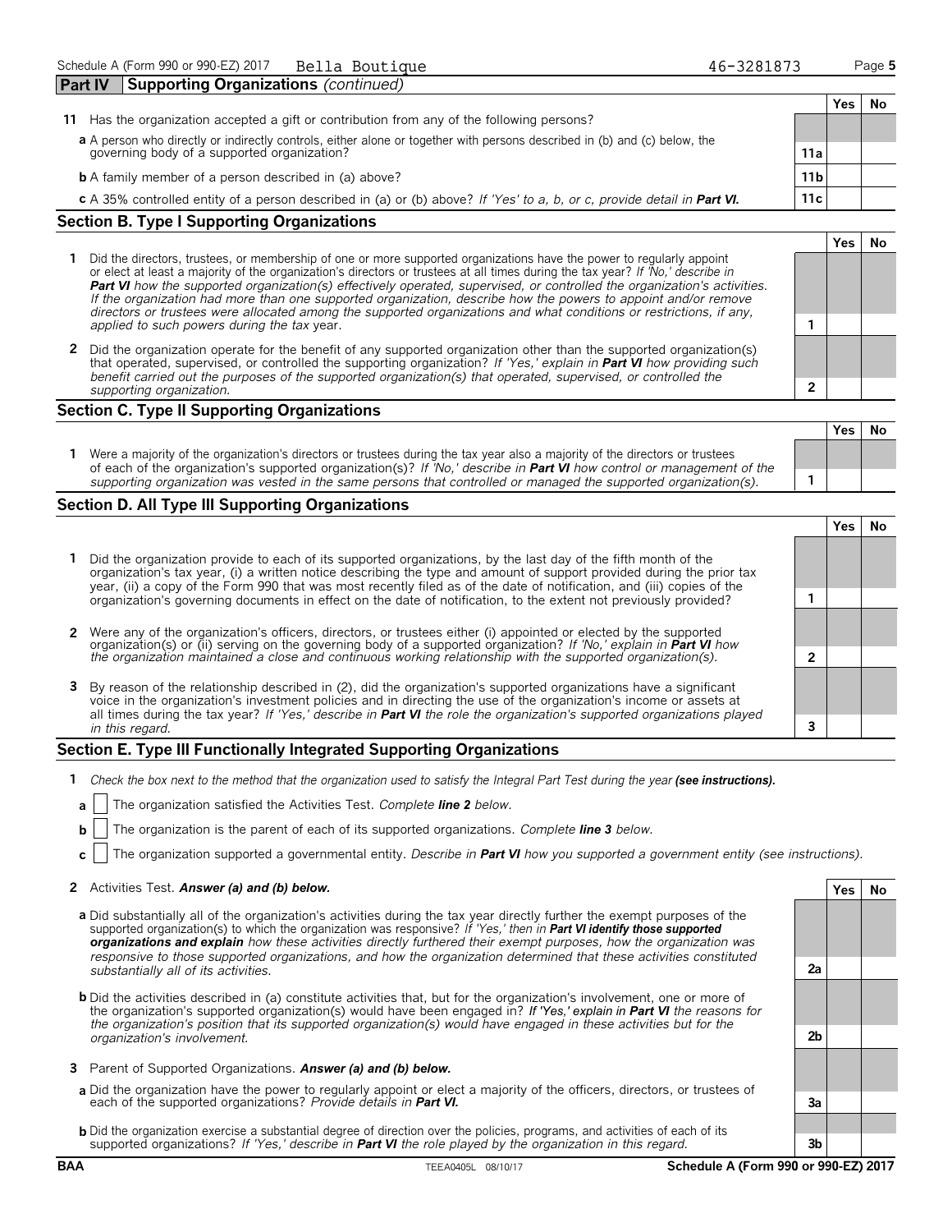Schedule A (Form 990 or 990-EZ) 2017 Bella Boutique 46-3281873

## Part IV Supporting Organizations *(continued)*

| | | | Yes | No |
|---|---|---|---|---|
| **11** | Has the organization accepted a gift or contribution from any of the following persons? | | | |
| | **a** A person who directly or indirectly controls, either alone or together with persons described in (b) and (c) below, the governing body of a supported organization? | **11a** | | |
| | **b** A family member of a person described in (a) above? | **11b** | | |
| | **c** A 35% controlled entity of a person described in (a) or (b) above? *If 'Yes' to a, b, or c, provide detail in* ***Part VI.*** | **11c** | | |

### Section B. Type I Supporting Organizations

| | | | Yes | No |
|---|---|---|---|---|
| **1** | Did the directors, trustees, or membership of one or more supported organizations have the power to regularly appoint or elect at least a majority of the organization's directors or trustees at all times during the tax year? *If 'No,' describe in* ***Part VI*** *how the supported organization(s) effectively operated, supervised, or controlled the organization's activities. If the organization had more than one supported organization, describe how the powers to appoint and/or remove directors or trustees were allocated among the supported organizations and what conditions or restrictions, if any, applied to such powers during the tax* year. | **1** | | |
| **2** | Did the organization operate for the benefit of any supported organization other than the supported organization(s) that operated, supervised, or controlled the supporting organization? *If 'Yes,' explain in* ***Part VI*** *how providing such benefit carried out the purposes of the supported organization(s) that operated, supervised, or controlled the supporting organization.* | **2** | | |

### Section C. Type II Supporting Organizations

| | | | Yes | No |
|---|---|---|---|---|
| **1** | Were a majority of the organization's directors or trustees during the tax year also a majority of the directors or trustees of each of the organization's supported organization(s)? *If 'No,' describe in* ***Part VI*** *how control or management of the supporting organization was vested in the same persons that controlled or managed the supported organization(s).* | **1** | | |

### Section D. All Type III Supporting Organizations

| | | | Yes | No |
|---|---|---|---|---|
| **1** | Did the organization provide to each of its supported organizations, by the last day of the fifth month of the organization's tax year, (i) a written notice describing the type and amount of support provided during the prior tax year, (ii) a copy of the Form 990 that was most recently filed as of the date of notification, and (iii) copies of the organization's governing documents in effect on the date of notification, to the extent not previously provided? | **1** | | |
| **2** | Were any of the organization's officers, directors, or trustees either (i) appointed or elected by the supported organization(s) or (ii) serving on the governing body of a supported organization? *If 'No,' explain in* ***Part VI*** *how the organization maintained a close and continuous working relationship with the supported organization(s).* | **2** | | |
| **3** | By reason of the relationship described in (2), did the organization's supported organizations have a significant voice in the organization's investment policies and in directing the use of the organization's income or assets at all times during the tax year? *If 'Yes,' describe in* ***Part VI*** *the role the organization's supported organizations played in this regard.* | **3** | | |

### Section E. Type III Functionally Integrated Supporting Organizations

**1** *Check the box next to the method that the organization used to satisfy the Integral Part Test during the year* ***(see instructions).***

**a** ☐ The organization satisfied the Activities Test. *Complete* ***line 2*** *below.*

**b** ☐ The organization is the parent of each of its supported organizations. *Complete* ***line 3*** *below.*

**c** ☐ The organization supported a governmental entity. *Describe in* ***Part VI*** *how you supported a government entity (see instructions).*

| | | | Yes | No |
|---|---|---|---|---|
| **2** | Activities Test. ***Answer (a) and (b) below.*** | | | |
| | **a** Did substantially all of the organization's activities during the tax year directly further the exempt purposes of the supported organization(s) to which the organization was responsive? *If 'Yes,' then in* ***Part VI identify those supported organizations and explain*** *how these activities directly furthered their exempt purposes, how the organization was responsive to those supported organizations, and how the organization determined that these activities constituted substantially all of its activities.* | **2a** | | |
| | **b** Did the activities described in (a) constitute activities that, but for the organization's involvement, one or more of the organization's supported organization(s) would have been engaged in? ***If 'Yes,' explain in Part VI*** *the reasons for the organization's position that its supported organization(s) would have engaged in these activities but for the organization's involvement.* | **2b** | | |
| **3** | Parent of Supported Organizations. ***Answer (a) and (b) below.*** | | | |
| | **a** Did the organization have the power to regularly appoint or elect a majority of the officers, directors, or trustees of each of the supported organizations? *Provide details in* ***Part VI.*** | **3a** | | |
| | **b** Did the organization exercise a substantial degree of direction over the policies, programs, and activities of each of its supported organizations? *If 'Yes,' describe in* ***Part VI*** *the role played by the organization in this regard.* | **3b** | | |

BAA TEEA0405L 08/10/17 Schedule A (Form 990 or 990-EZ) 2017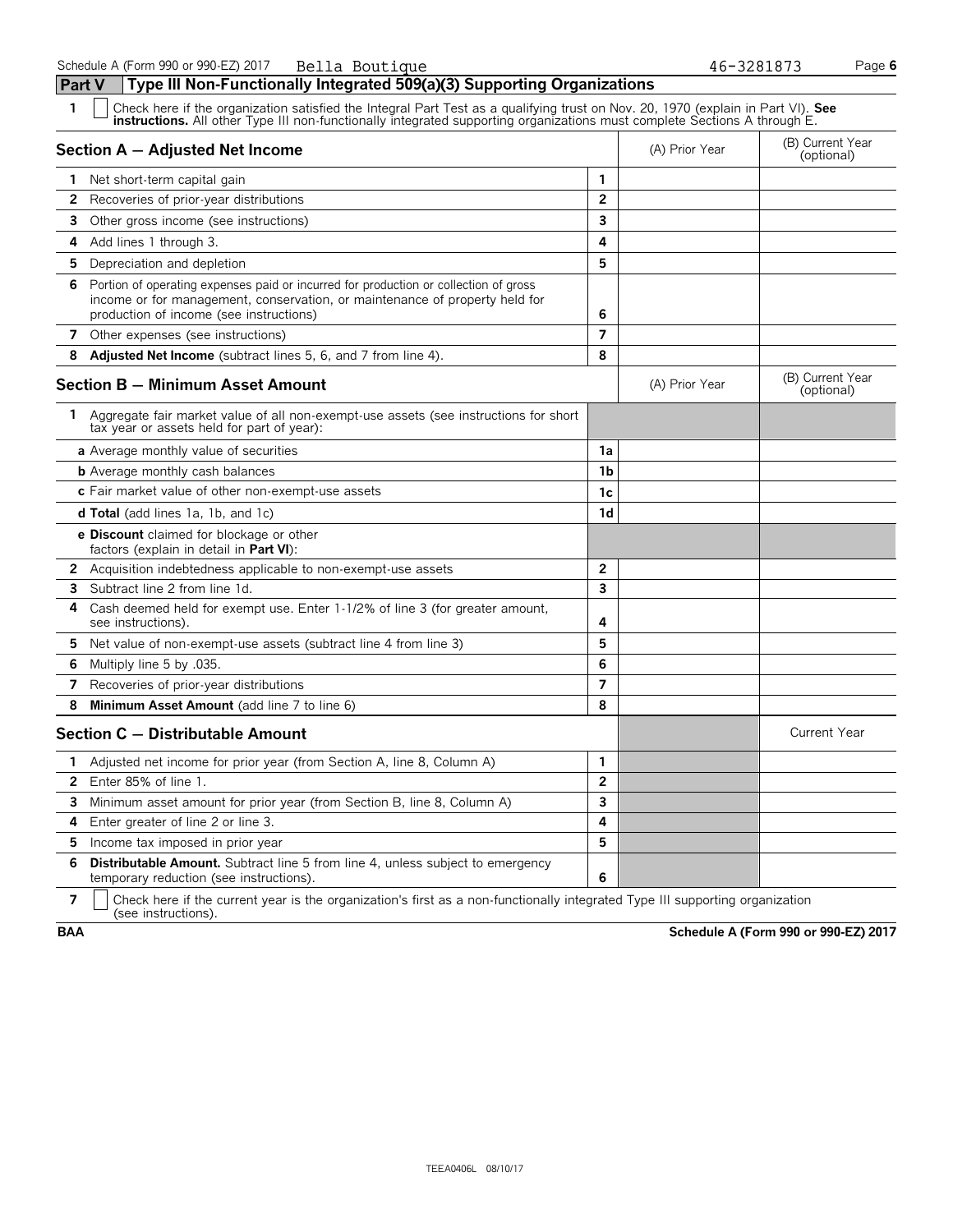Schedule A (Form 990 or 990-EZ) 2017 Bella Boutique 46-3281873

## Part V Type III Non-Functionally Integrated 509(a)(3) Supporting Organizations

1 ☐ Check here if the organization satisfied the Integral Part Test as a qualifying trust on Nov. 20, 1970 (explain in Part VI). **See instructions.** All other Type III non-functionally integrated supporting organizations must complete Sections A through E.

| Section A — Adjusted Net Income | | (A) Prior Year | (B) Current Year (optional) |
|---|---|---|---|
| 1 Net short-term capital gain | 1 | | |
| 2 Recoveries of prior-year distributions | 2 | | |
| 3 Other gross income (see instructions) | 3 | | |
| 4 Add lines 1 through 3. | 4 | | |
| 5 Depreciation and depletion | 5 | | |
| 6 Portion of operating expenses paid or incurred for production or collection of gross income or for management, conservation, or maintenance of property held for production of income (see instructions) | 6 | | |
| 7 Other expenses (see instructions) | 7 | | |
| 8 **Adjusted Net Income** (subtract lines 5, 6, and 7 from line 4). | 8 | | |

| Section B — Minimum Asset Amount | | (A) Prior Year | (B) Current Year (optional) |
|---|---|---|---|
| 1 Aggregate fair market value of all non-exempt-use assets (see instructions for short tax year or assets held for part of year): | | | |
| **a** Average monthly value of securities | 1a | | |
| **b** Average monthly cash balances | 1b | | |
| **c** Fair market value of other non-exempt-use assets | 1c | | |
| **d Total** (add lines 1a, 1b, and 1c) | 1d | | |
| **e Discount** claimed for blockage or other factors (explain in detail in **Part VI**): | | | |
| 2 Acquisition indebtedness applicable to non-exempt-use assets | 2 | | |
| 3 Subtract line 2 from line 1d. | 3 | | |
| 4 Cash deemed held for exempt use. Enter 1-1/2% of line 3 (for greater amount, see instructions). | 4 | | |
| 5 Net value of non-exempt-use assets (subtract line 4 from line 3) | 5 | | |
| 6 Multiply line 5 by .035. | 6 | | |
| 7 Recoveries of prior-year distributions | 7 | | |
| 8 **Minimum Asset Amount** (add line 7 to line 6) | 8 | | |

| Section C — Distributable Amount | | | Current Year |
|---|---|---|---|
| 1 Adjusted net income for prior year (from Section A, line 8, Column A) | 1 | | |
| 2 Enter 85% of line 1. | 2 | | |
| 3 Minimum asset amount for prior year (from Section B, line 8, Column A) | 3 | | |
| 4 Enter greater of line 2 or line 3. | 4 | | |
| 5 Income tax imposed in prior year | 5 | | |
| 6 **Distributable Amount.** Subtract line 5 from line 4, unless subject to emergency temporary reduction (see instructions). | 6 | | |

7 ☐ Check here if the current year is the organization's first as a non-functionally integrated Type III supporting organization (see instructions).

BAA Schedule A (Form 990 or 990-EZ) 2017

TEEA0406L 08/10/17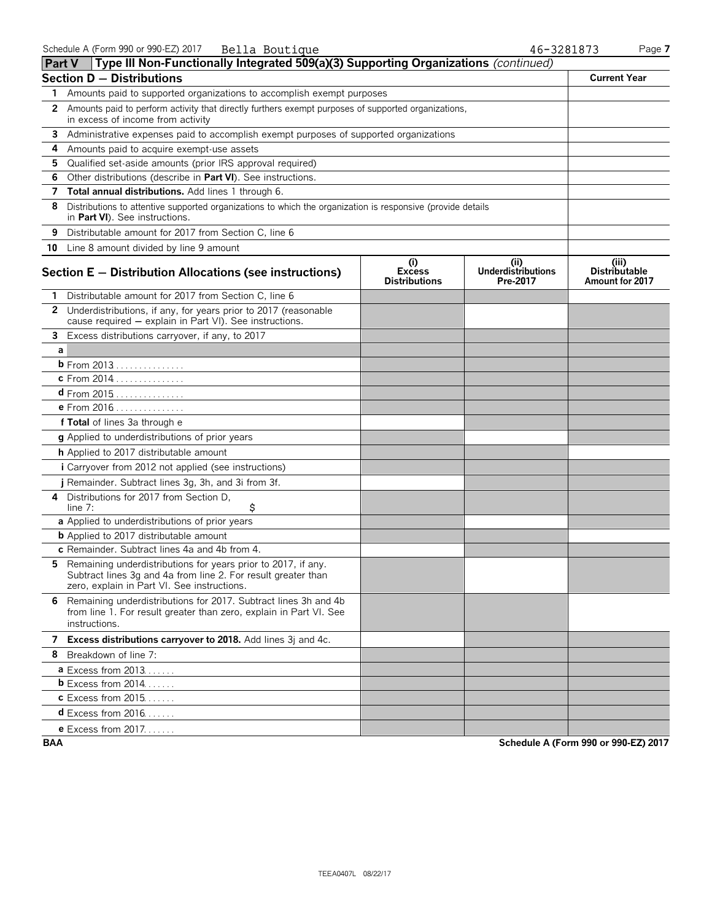Schedule A (Form 990 or 990-EZ) 2017 Bella Boutique 46-3281873 Page 7

## Part V Type III Non-Functionally Integrated 509(a)(3) Supporting Organizations *(continued)*

| Section D — Distributions | Current Year |
|---|---|
| 1 Amounts paid to supported organizations to accomplish exempt purposes | |
| 2 Amounts paid to perform activity that directly furthers exempt purposes of supported organizations, in excess of income from activity | |
| 3 Administrative expenses paid to accomplish exempt purposes of supported organizations | |
| 4 Amounts paid to acquire exempt-use assets | |
| 5 Qualified set-aside amounts (prior IRS approval required) | |
| 6 Other distributions (describe in **Part VI**). See instructions. | |
| 7 **Total annual distributions.** Add lines 1 through 6. | |
| 8 Distributions to attentive supported organizations to which the organization is responsive (provide details in **Part VI**). See instructions. | |
| 9 Distributable amount for 2017 from Section C, line 6 | |
| 10 Line 8 amount divided by line 9 amount | |

| Section E — Distribution Allocations (see instructions) | (i) Excess Distributions | (ii) Underdistributions Pre-2017 | (iii) Distributable Amount for 2017 |
|---|---|---|---|
| 1 Distributable amount for 2017 from Section C, line 6 | | | |
| 2 Underdistributions, if any, for years prior to 2017 (reasonable cause required — explain in Part VI). See instructions. | | | |
| 3 Excess distributions carryover, if any, to 2017 | | | |
| a | | | |
| b From 2013 | | | |
| c From 2014 | | | |
| d From 2015 | | | |
| e From 2016 | | | |
| f **Total** of lines 3a through e | | | |
| g Applied to underdistributions of prior years | | | |
| h Applied to 2017 distributable amount | | | |
| i Carryover from 2012 not applied (see instructions) | | | |
| j Remainder. Subtract lines 3g, 3h, and 3i from 3f. | | | |
| 4 Distributions for 2017 from Section D, line 7: $ | | | |
| a Applied to underdistributions of prior years | | | |
| b Applied to 2017 distributable amount | | | |
| c Remainder. Subtract lines 4a and 4b from 4. | | | |
| 5 Remaining underdistributions for years prior to 2017, if any. Subtract lines 3g and 4a from line 2. For result greater than zero, explain in Part VI. See instructions. | | | |
| 6 Remaining underdistributions for 2017. Subtract lines 3h and 4b from line 1. For result greater than zero, explain in Part VI. See instructions. | | | |
| 7 **Excess distributions carryover to 2018.** Add lines 3j and 4c. | | | |
| 8 Breakdown of line 7: | | | |
| a Excess from 2013 | | | |
| b Excess from 2014 | | | |
| c Excess from 2015 | | | |
| d Excess from 2016 | | | |
| e Excess from 2017 | | | |

BAA Schedule A (Form 990 or 990-EZ) 2017

TEEA0407L 08/22/17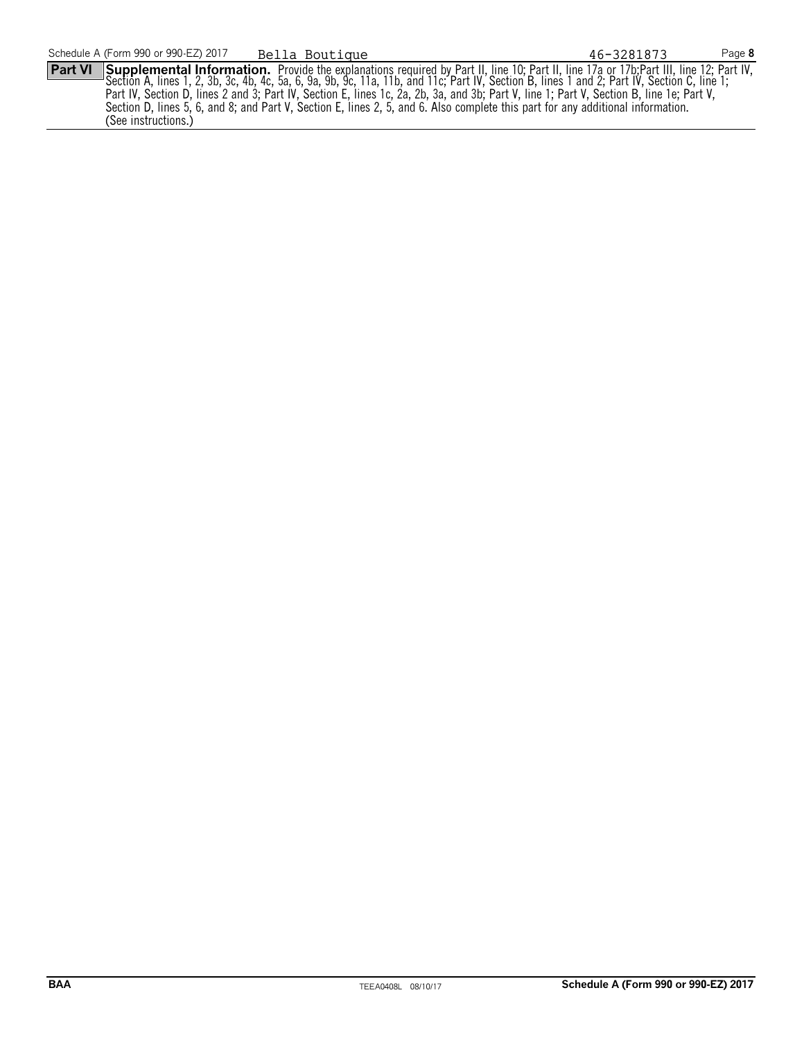**Part VI** **Supplemental Information.** Provide the explanations required by Part II, line 10; Part II, line 17a or 17b;Part III, line 12; Part IV, Section A, lines 1, 2, 3b, 3c, 4b, 4c, 5a, 6, 9a, 9b, 9c, 11a, 11b, and 11c; Part IV, Section B, lines 1 and 2; Part IV, Section C, line 1; Part IV, Section D, lines 2 and 3; Part IV, Section E, lines 1c, 2a, 2b, 3a, and 3b; Part V, line 1; Part V, Section B, line 1e; Part V, Section D, lines 5, 6, and 8; and Part V, Section E, lines 2, 5, and 6. Also complete this part for any additional information. (See instructions.)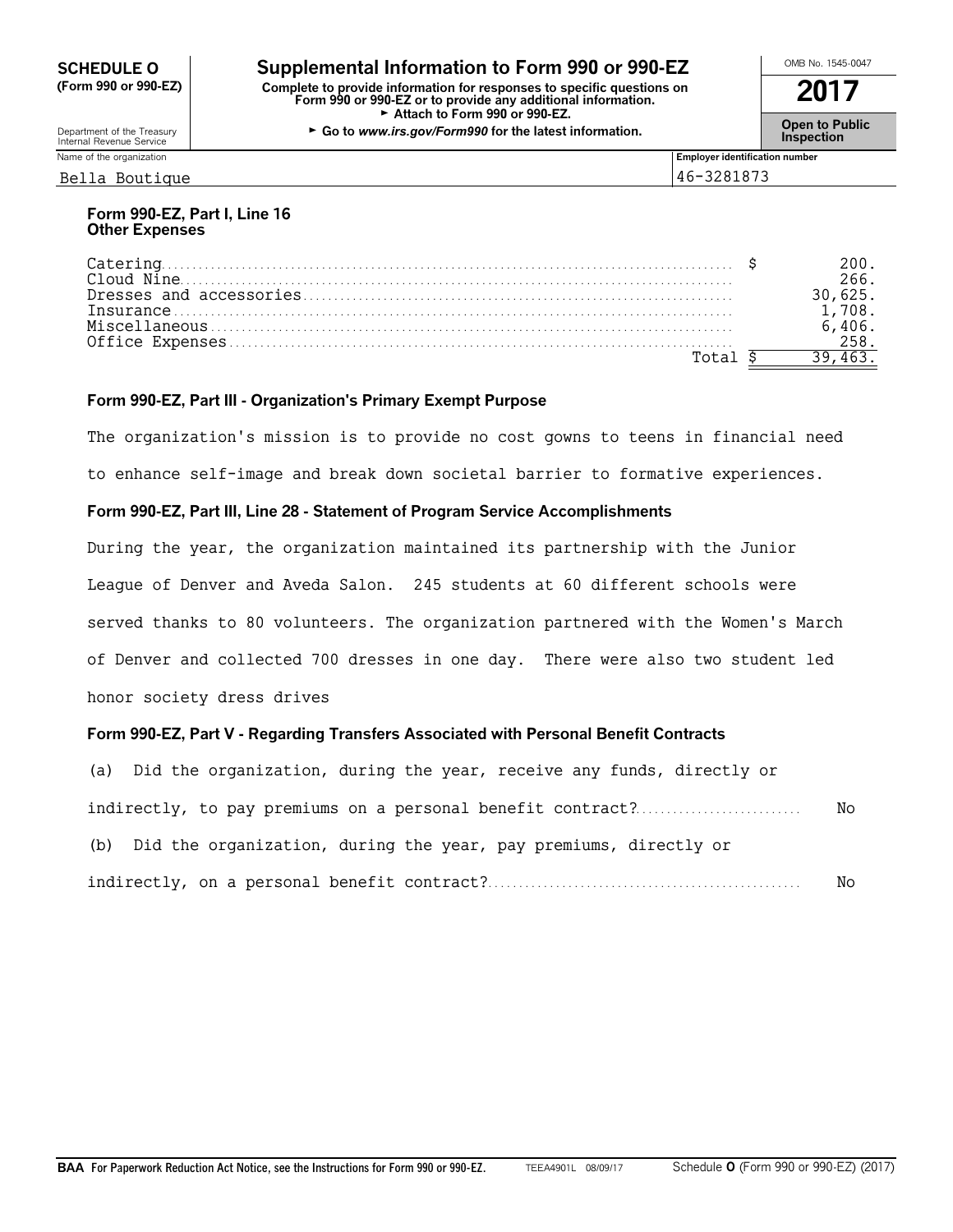**SCHEDULE O (Form 990 or 990-EZ)**

Department of the Treasury
Internal Revenue Service

# Supplemental Information to Form 990 or 990-EZ

**Complete to provide information for responses to specific questions on Form 990 or 990-EZ or to provide any additional information.**
► **Attach to Form 990 or 990-EZ.**
► **Go to *www.irs.gov/Form990* for the latest information.**

OMB No. 1545-0047

**2017**

**Open to Public Inspection**

| Name of the organization | Employer identification number |
| --- | --- |
| Bella Boutique | 46-3281873 |

**Form 990-EZ, Part I, Line 16**
**Other Expenses**

| | |
| --- | --- |
| Catering | $ 200. |
| Cloud Nine | 266. |
| Dresses and accessories | 30,625. |
| Insurance | 1,708. |
| Miscellaneous | 6,406. |
| Office Expenses | 258. |
| Total | $ 39,463. |

**Form 990-EZ, Part III - Organization's Primary Exempt Purpose**

The organization's mission is to provide no cost gowns to teens in financial need to enhance self-image and break down societal barrier to formative experiences.

**Form 990-EZ, Part III, Line 28 - Statement of Program Service Accomplishments**

During the year, the organization maintained its partnership with the Junior League of Denver and Aveda Salon. 245 students at 60 different schools were served thanks to 80 volunteers. The organization partnered with the Women's March of Denver and collected 700 dresses in one day. There were also two student led honor society dress drives

**Form 990-EZ, Part V - Regarding Transfers Associated with Personal Benefit Contracts**

| | |
| --- | --- |
| (a) Did the organization, during the year, receive any funds, directly or indirectly, to pay premiums on a personal benefit contract? | No |
| (b) Did the organization, during the year, pay premiums, directly or indirectly, on a personal benefit contract? | No |

**BAA For Paperwork Reduction Act Notice, see the Instructions for Form 990 or 990-EZ.** TEEA4901L 08/09/17 Schedule **O** (Form 990 or 990-EZ) (2017)